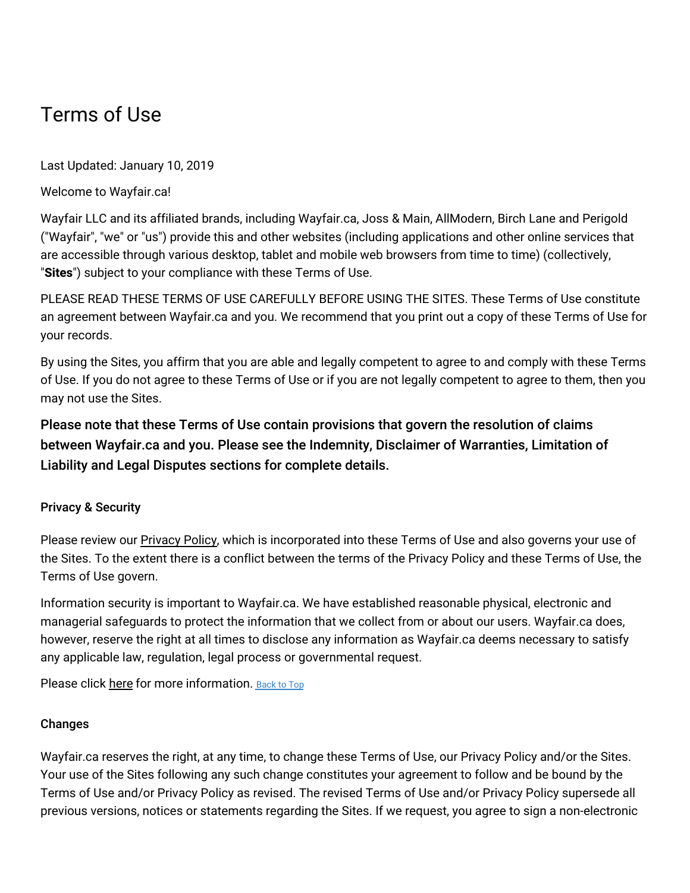# Terms of Use

Last Updated: January 10, 2019

Welcome to Wayfair.ca!

Wayfair LLC and its affiliated brands, including Wayfair.ca, Joss & Main, AllModern, Birch Lane and Perigold ("Wayfair", "we" or "us") provide this and other websites (including applications and other online services that are accessible through various desktop, tablet and mobile web browsers from time to time) (collectively, "**Sites**") subject to your compliance with these Terms of Use.

PLEASE READ THESE TERMS OF USE CAREFULLY BEFORE USING THE SITES. These Terms of Use constitute an agreement between Wayfair.ca and you. We recommend that you print out a copy of these Terms of Use for your records.

By using the Sites, you affirm that you are able and legally competent to agree to and comply with these Terms of Use. If you do not agree to these Terms of Use or if you are not legally competent to agree to them, then you may not use the Sites.

**Please note that these Terms of Use contain provisions that govern the resolution of claims between Wayfair.ca and you. Please see the Indemnity, Disclaimer of Warranties, Limitation of Liability and Legal Disputes sections for complete details.**

### Privacy & Security

Please review our Privacy Policy, which is incorporated into these Terms of Use and also governs your use of the Sites. To the extent there is a conflict between the terms of the Privacy Policy and these Terms of Use, the Terms of Use govern.

Information security is important to Wayfair.ca. We have established reasonable physical, electronic and managerial safeguards to protect the information that we collect from or about our users. Wayfair.ca does, however, reserve the right at all times to disclose any information as Wayfair.ca deems necessary to satisfy any applicable law, regulation, legal process or governmental request.

Please click here for more information. Back to Top

### Changes

Wayfair.ca reserves the right, at any time, to change these Terms of Use, our Privacy Policy and/or the Sites. Your use of the Sites following any such change constitutes your agreement to follow and be bound by the Terms of Use and/or Privacy Policy as revised. The revised Terms of Use and/or Privacy Policy supersede all previous versions, notices or statements regarding the Sites. If we request, you agree to sign a non-electronic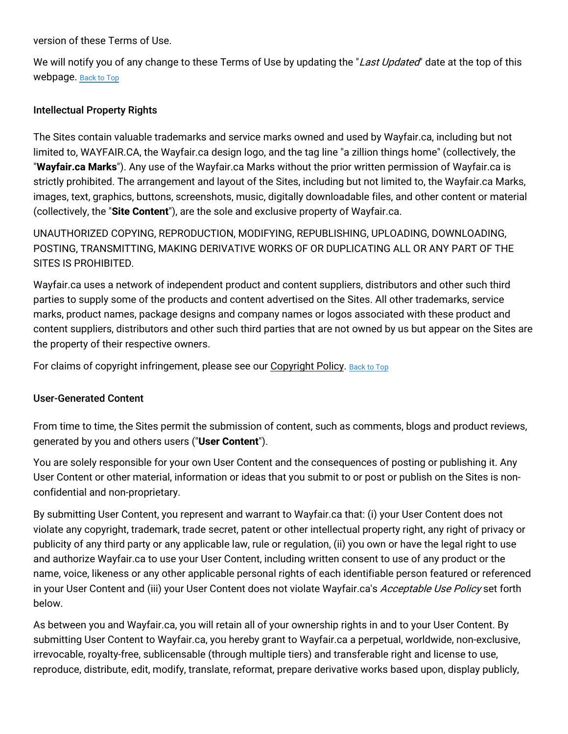version of these Terms of Use.

We will notify you of any change to these Terms of Use by updating the "*Last Updated*" date at the top of this webpage. Back to Top

### Intellectual Property Rights

The Sites contain valuable trademarks and service marks owned and used by Wayfair.ca, including but not limited to, WAYFAIR.CA, the Wayfair.ca design logo, and the tag line "a zillion things home" (collectively, the "**Wayfair.ca Marks**"). Any use of the Wayfair.ca Marks without the prior written permission of Wayfair.ca is strictly prohibited. The arrangement and layout of the Sites, including but not limited to, the Wayfair.ca Marks, images, text, graphics, buttons, screenshots, music, digitally downloadable files, and other content or material (collectively, the "**Site Content**"), are the sole and exclusive property of Wayfair.ca.

UNAUTHORIZED COPYING, REPRODUCTION, MODIFYING, REPUBLISHING, UPLOADING, DOWNLOADING, POSTING, TRANSMITTING, MAKING DERIVATIVE WORKS OF OR DUPLICATING ALL OR ANY PART OF THE SITES IS PROHIBITED.

Wayfair.ca uses a network of independent product and content suppliers, distributors and other such third parties to supply some of the products and content advertised on the Sites. All other trademarks, service marks, product names, package designs and company names or logos associated with these product and content suppliers, distributors and other such third parties that are not owned by us but appear on the Sites are the property of their respective owners.

For claims of copyright infringement, please see our Copyright Policy. Back to Top

### User-Generated Content

From time to time, the Sites permit the submission of content, such as comments, blogs and product reviews, generated by you and others users ("**User Content**").

You are solely responsible for your own User Content and the consequences of posting or publishing it. Any User Content or other material, information or ideas that you submit to or post or publish on the Sites is non-confidential and non-proprietary.

By submitting User Content, you represent and warrant to Wayfair.ca that: (i) your User Content does not violate any copyright, trademark, trade secret, patent or other intellectual property right, any right of privacy or publicity of any third party or any applicable law, rule or regulation, (ii) you own or have the legal right to use and authorize Wayfair.ca to use your User Content, including written consent to use of any product or the name, voice, likeness or any other applicable personal rights of each identifiable person featured or referenced in your User Content and (iii) your User Content does not violate Wayfair.ca's *Acceptable Use Policy* set forth below.

As between you and Wayfair.ca, you will retain all of your ownership rights in and to your User Content. By submitting User Content to Wayfair.ca, you hereby grant to Wayfair.ca a perpetual, worldwide, non-exclusive, irrevocable, royalty-free, sublicensable (through multiple tiers) and transferable right and license to use, reproduce, distribute, edit, modify, translate, reformat, prepare derivative works based upon, display publicly,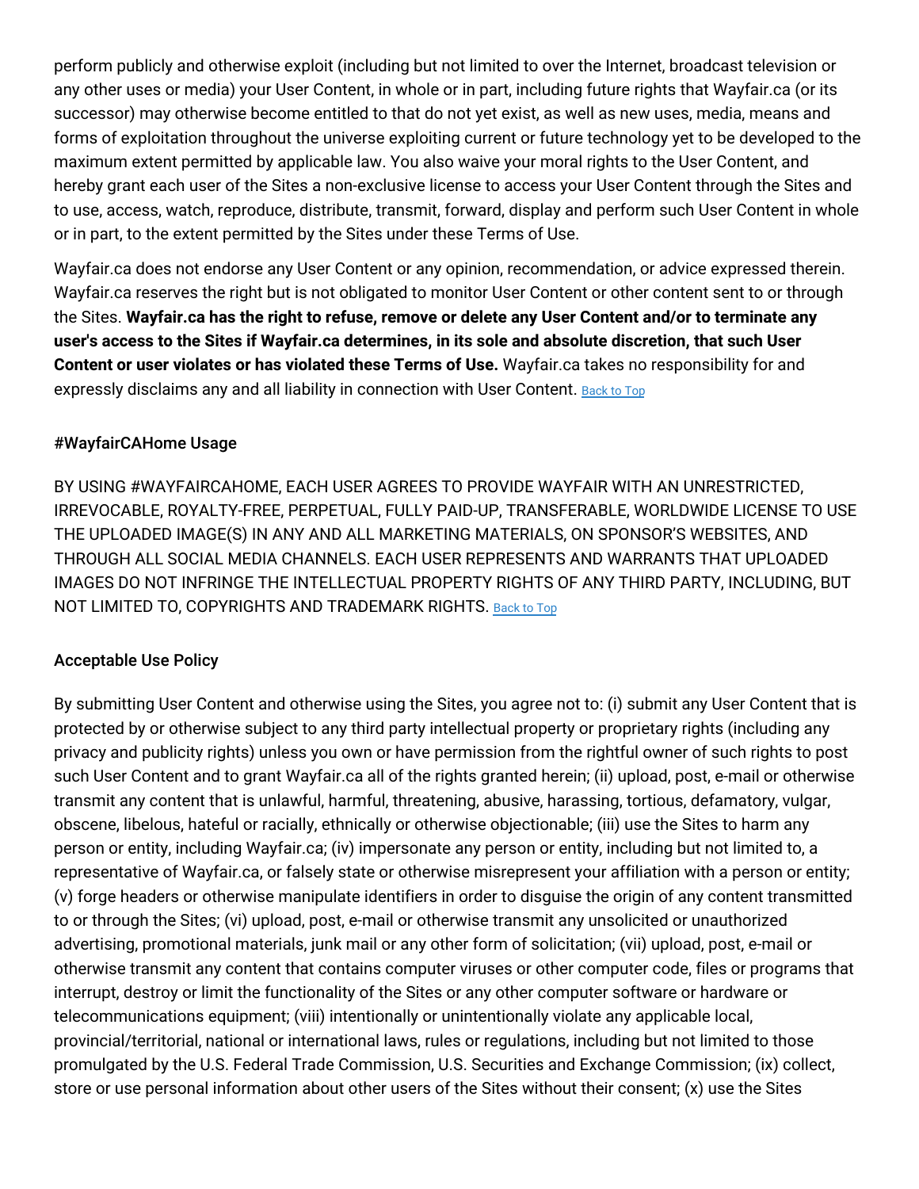perform publicly and otherwise exploit (including but not limited to over the Internet, broadcast television or any other uses or media) your User Content, in whole or in part, including future rights that Wayfair.ca (or its successor) may otherwise become entitled to that do not yet exist, as well as new uses, media, means and forms of exploitation throughout the universe exploiting current or future technology yet to be developed to the maximum extent permitted by applicable law. You also waive your moral rights to the User Content, and hereby grant each user of the Sites a non-exclusive license to access your User Content through the Sites and to use, access, watch, reproduce, distribute, transmit, forward, display and perform such User Content in whole or in part, to the extent permitted by the Sites under these Terms of Use.

Wayfair.ca does not endorse any User Content or any opinion, recommendation, or advice expressed therein. Wayfair.ca reserves the right but is not obligated to monitor User Content or other content sent to or through the Sites. **Wayfair.ca has the right to refuse, remove or delete any User Content and/or to terminate any user's access to the Sites if Wayfair.ca determines, in its sole and absolute discretion, that such User Content or user violates or has violated these Terms of Use.** Wayfair.ca takes no responsibility for and expressly disclaims any and all liability in connection with User Content. Back to Top

### #WayfairCAHome Usage

BY USING #WAYFAIRCAHOME, EACH USER AGREES TO PROVIDE WAYFAIR WITH AN UNRESTRICTED, IRREVOCABLE, ROYALTY-FREE, PERPETUAL, FULLY PAID-UP, TRANSFERABLE, WORLDWIDE LICENSE TO USE THE UPLOADED IMAGE(S) IN ANY AND ALL MARKETING MATERIALS, ON SPONSOR'S WEBSITES, AND THROUGH ALL SOCIAL MEDIA CHANNELS. EACH USER REPRESENTS AND WARRANTS THAT UPLOADED IMAGES DO NOT INFRINGE THE INTELLECTUAL PROPERTY RIGHTS OF ANY THIRD PARTY, INCLUDING, BUT NOT LIMITED TO, COPYRIGHTS AND TRADEMARK RIGHTS. Back to Top

### Acceptable Use Policy

By submitting User Content and otherwise using the Sites, you agree not to: (i) submit any User Content that is protected by or otherwise subject to any third party intellectual property or proprietary rights (including any privacy and publicity rights) unless you own or have permission from the rightful owner of such rights to post such User Content and to grant Wayfair.ca all of the rights granted herein; (ii) upload, post, e-mail or otherwise transmit any content that is unlawful, harmful, threatening, abusive, harassing, tortious, defamatory, vulgar, obscene, libelous, hateful or racially, ethnically or otherwise objectionable; (iii) use the Sites to harm any person or entity, including Wayfair.ca; (iv) impersonate any person or entity, including but not limited to, a representative of Wayfair.ca, or falsely state or otherwise misrepresent your affiliation with a person or entity; (v) forge headers or otherwise manipulate identifiers in order to disguise the origin of any content transmitted to or through the Sites; (vi) upload, post, e-mail or otherwise transmit any unsolicited or unauthorized advertising, promotional materials, junk mail or any other form of solicitation; (vii) upload, post, e-mail or otherwise transmit any content that contains computer viruses or other computer code, files or programs that interrupt, destroy or limit the functionality of the Sites or any other computer software or hardware or telecommunications equipment; (viii) intentionally or unintentionally violate any applicable local, provincial/territorial, national or international laws, rules or regulations, including but not limited to those promulgated by the U.S. Federal Trade Commission, U.S. Securities and Exchange Commission; (ix) collect, store or use personal information about other users of the Sites without their consent; (x) use the Sites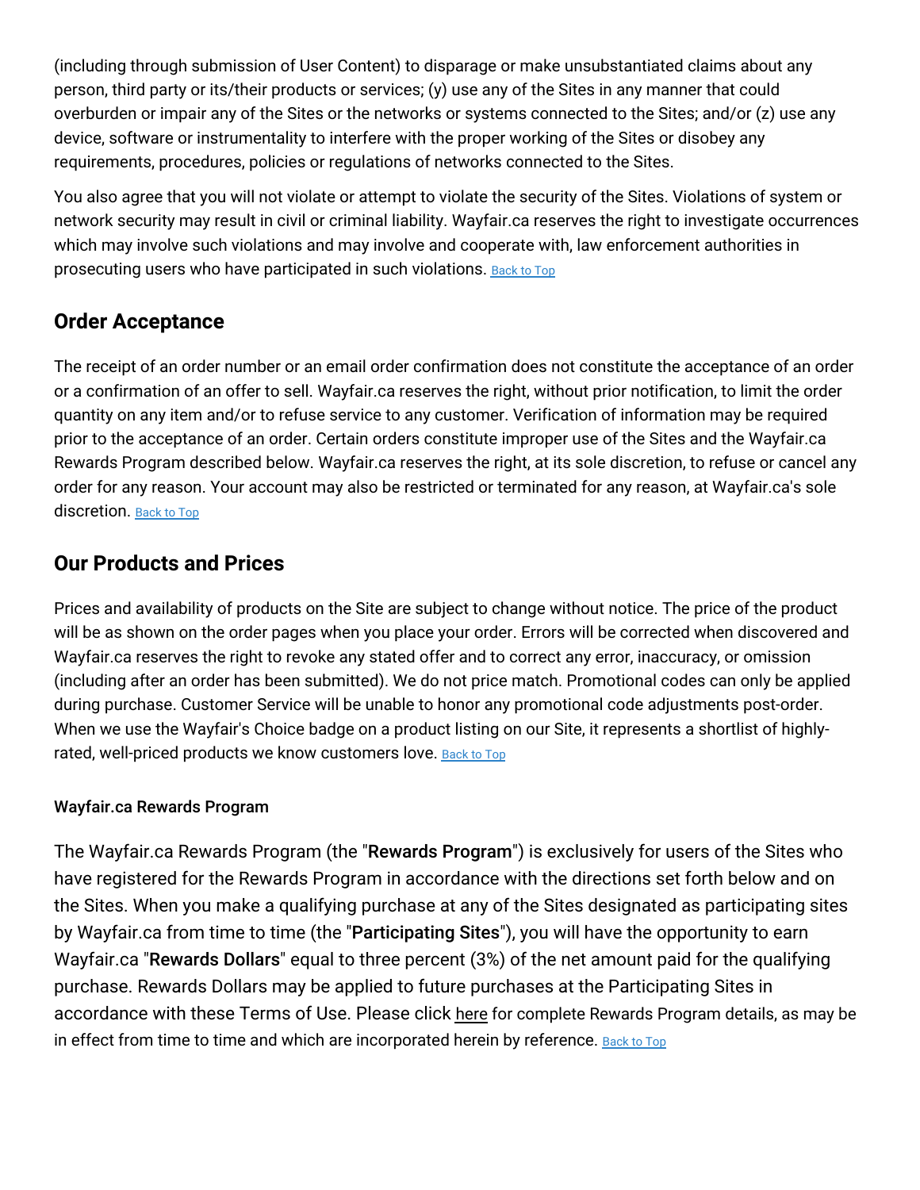(including through submission of User Content) to disparage or make unsubstantiated claims about any person, third party or its/their products or services; (y) use any of the Sites in any manner that could overburden or impair any of the Sites or the networks or systems connected to the Sites; and/or (z) use any device, software or instrumentality to interfere with the proper working of the Sites or disobey any requirements, procedures, policies or regulations of networks connected to the Sites.

You also agree that you will not violate or attempt to violate the security of the Sites. Violations of system or network security may result in civil or criminal liability. Wayfair.ca reserves the right to investigate occurrences which may involve such violations and may involve and cooperate with, law enforcement authorities in prosecuting users who have participated in such violations. Back to Top

## Order Acceptance

The receipt of an order number or an email order confirmation does not constitute the acceptance of an order or a confirmation of an offer to sell. Wayfair.ca reserves the right, without prior notification, to limit the order quantity on any item and/or to refuse service to any customer. Verification of information may be required prior to the acceptance of an order. Certain orders constitute improper use of the Sites and the Wayfair.ca Rewards Program described below. Wayfair.ca reserves the right, at its sole discretion, to refuse or cancel any order for any reason. Your account may also be restricted or terminated for any reason, at Wayfair.ca's sole discretion. Back to Top

## Our Products and Prices

Prices and availability of products on the Site are subject to change without notice. The price of the product will be as shown on the order pages when you place your order. Errors will be corrected when discovered and Wayfair.ca reserves the right to revoke any stated offer and to correct any error, inaccuracy, or omission (including after an order has been submitted). We do not price match. Promotional codes can only be applied during purchase. Customer Service will be unable to honor any promotional code adjustments post-order. When we use the Wayfair's Choice badge on a product listing on our Site, it represents a shortlist of highly-rated, well-priced products we know customers love. Back to Top

#### Wayfair.ca Rewards Program

The Wayfair.ca Rewards Program (the "**Rewards Program**") is exclusively for users of the Sites who have registered for the Rewards Program in accordance with the directions set forth below and on the Sites. When you make a qualifying purchase at any of the Sites designated as participating sites by Wayfair.ca from time to time (the "**Participating Sites**"), you will have the opportunity to earn Wayfair.ca "**Rewards Dollars**" equal to three percent (3%) of the net amount paid for the qualifying purchase. Rewards Dollars may be applied to future purchases at the Participating Sites in accordance with these Terms of Use. Please click here for complete Rewards Program details, as may be in effect from time to time and which are incorporated herein by reference. Back to Top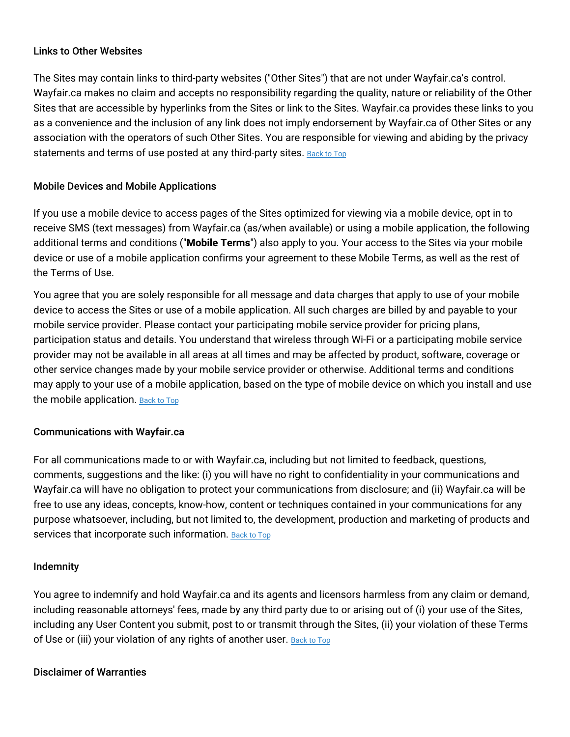### Links to Other Websites

The Sites may contain links to third-party websites ("Other Sites") that are not under Wayfair.ca's control. Wayfair.ca makes no claim and accepts no responsibility regarding the quality, nature or reliability of the Other Sites that are accessible by hyperlinks from the Sites or link to the Sites. Wayfair.ca provides these links to you as a convenience and the inclusion of any link does not imply endorsement by Wayfair.ca of Other Sites or any association with the operators of such Other Sites. You are responsible for viewing and abiding by the privacy statements and terms of use posted at any third-party sites. Back to Top

### Mobile Devices and Mobile Applications

If you use a mobile device to access pages of the Sites optimized for viewing via a mobile device, opt in to receive SMS (text messages) from Wayfair.ca (as/when available) or using a mobile application, the following additional terms and conditions ("**Mobile Terms**") also apply to you. Your access to the Sites via your mobile device or use of a mobile application confirms your agreement to these Mobile Terms, as well as the rest of the Terms of Use.

You agree that you are solely responsible for all message and data charges that apply to use of your mobile device to access the Sites or use of a mobile application. All such charges are billed by and payable to your mobile service provider. Please contact your participating mobile service provider for pricing plans, participation status and details. You understand that wireless through Wi-Fi or a participating mobile service provider may not be available in all areas at all times and may be affected by product, software, coverage or other service changes made by your mobile service provider or otherwise. Additional terms and conditions may apply to your use of a mobile application, based on the type of mobile device on which you install and use the mobile application. Back to Top

### Communications with Wayfair.ca

For all communications made to or with Wayfair.ca, including but not limited to feedback, questions, comments, suggestions and the like: (i) you will have no right to confidentiality in your communications and Wayfair.ca will have no obligation to protect your communications from disclosure; and (ii) Wayfair.ca will be free to use any ideas, concepts, know-how, content or techniques contained in your communications for any purpose whatsoever, including, but not limited to, the development, production and marketing of products and services that incorporate such information. Back to Top

### Indemnity

You agree to indemnify and hold Wayfair.ca and its agents and licensors harmless from any claim or demand, including reasonable attorneys' fees, made by any third party due to or arising out of (i) your use of the Sites, including any User Content you submit, post to or transmit through the Sites, (ii) your violation of these Terms of Use or (iii) your violation of any rights of another user. Back to Top

### Disclaimer of Warranties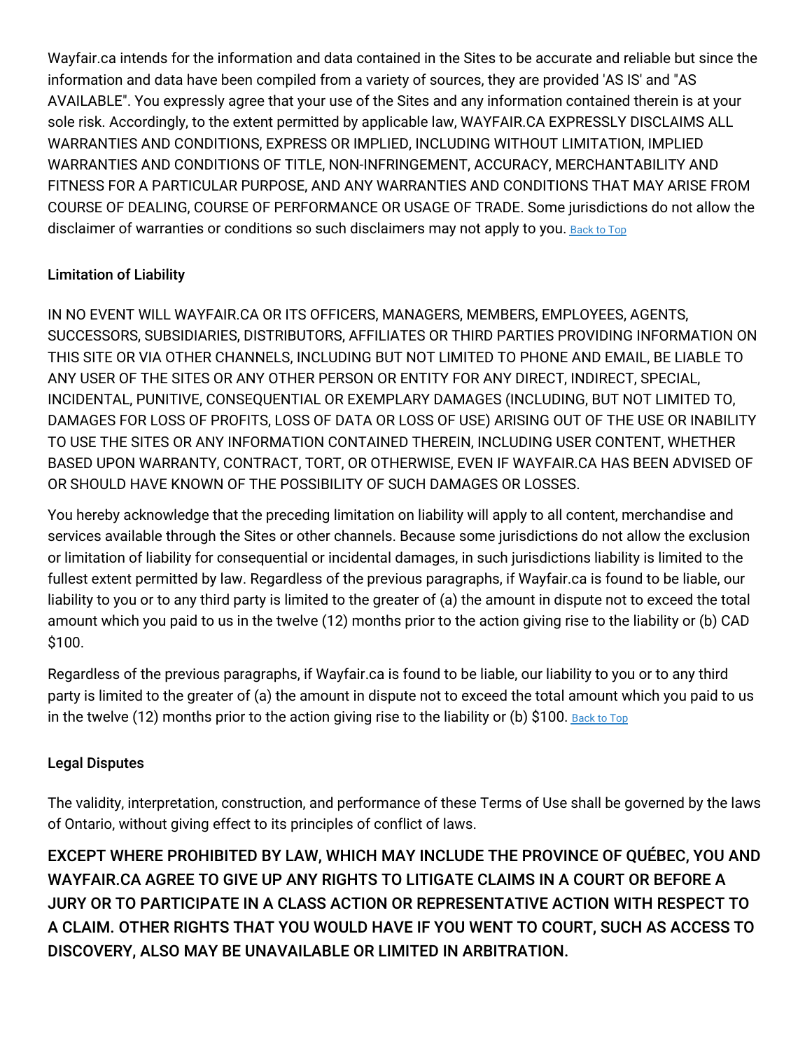Wayfair.ca intends for the information and data contained in the Sites to be accurate and reliable but since the information and data have been compiled from a variety of sources, they are provided 'AS IS' and "AS AVAILABLE". You expressly agree that your use of the Sites and any information contained therein is at your sole risk. Accordingly, to the extent permitted by applicable law, WAYFAIR.CA EXPRESSLY DISCLAIMS ALL WARRANTIES AND CONDITIONS, EXPRESS OR IMPLIED, INCLUDING WITHOUT LIMITATION, IMPLIED WARRANTIES AND CONDITIONS OF TITLE, NON-INFRINGEMENT, ACCURACY, MERCHANTABILITY AND FITNESS FOR A PARTICULAR PURPOSE, AND ANY WARRANTIES AND CONDITIONS THAT MAY ARISE FROM COURSE OF DEALING, COURSE OF PERFORMANCE OR USAGE OF TRADE. Some jurisdictions do not allow the disclaimer of warranties or conditions so such disclaimers may not apply to you. Back to Top

## Limitation of Liability

IN NO EVENT WILL WAYFAIR.CA OR ITS OFFICERS, MANAGERS, MEMBERS, EMPLOYEES, AGENTS, SUCCESSORS, SUBSIDIARIES, DISTRIBUTORS, AFFILIATES OR THIRD PARTIES PROVIDING INFORMATION ON THIS SITE OR VIA OTHER CHANNELS, INCLUDING BUT NOT LIMITED TO PHONE AND EMAIL, BE LIABLE TO ANY USER OF THE SITES OR ANY OTHER PERSON OR ENTITY FOR ANY DIRECT, INDIRECT, SPECIAL, INCIDENTAL, PUNITIVE, CONSEQUENTIAL OR EXEMPLARY DAMAGES (INCLUDING, BUT NOT LIMITED TO, DAMAGES FOR LOSS OF PROFITS, LOSS OF DATA OR LOSS OF USE) ARISING OUT OF THE USE OR INABILITY TO USE THE SITES OR ANY INFORMATION CONTAINED THEREIN, INCLUDING USER CONTENT, WHETHER BASED UPON WARRANTY, CONTRACT, TORT, OR OTHERWISE, EVEN IF WAYFAIR.CA HAS BEEN ADVISED OF OR SHOULD HAVE KNOWN OF THE POSSIBILITY OF SUCH DAMAGES OR LOSSES.

You hereby acknowledge that the preceding limitation on liability will apply to all content, merchandise and services available through the Sites or other channels. Because some jurisdictions do not allow the exclusion or limitation of liability for consequential or incidental damages, in such jurisdictions liability is limited to the fullest extent permitted by law. Regardless of the previous paragraphs, if Wayfair.ca is found to be liable, our liability to you or to any third party is limited to the greater of (a) the amount in dispute not to exceed the total amount which you paid to us in the twelve (12) months prior to the action giving rise to the liability or (b) CAD $100.

Regardless of the previous paragraphs, if Wayfair.ca is found to be liable, our liability to you or to any third party is limited to the greater of (a) the amount in dispute not to exceed the total amount which you paid to us in the twelve (12) months prior to the action giving rise to the liability or (b) $100. Back to Top

## Legal Disputes

The validity, interpretation, construction, and performance of these Terms of Use shall be governed by the laws of Ontario, without giving effect to its principles of conflict of laws.

**EXCEPT WHERE PROHIBITED BY LAW, WHICH MAY INCLUDE THE PROVINCE OF QUÉBEC, YOU AND WAYFAIR.CA AGREE TO GIVE UP ANY RIGHTS TO LITIGATE CLAIMS IN A COURT OR BEFORE A JURY OR TO PARTICIPATE IN A CLASS ACTION OR REPRESENTATIVE ACTION WITH RESPECT TO A CLAIM. OTHER RIGHTS THAT YOU WOULD HAVE IF YOU WENT TO COURT, SUCH AS ACCESS TO DISCOVERY, ALSO MAY BE UNAVAILABLE OR LIMITED IN ARBITRATION.**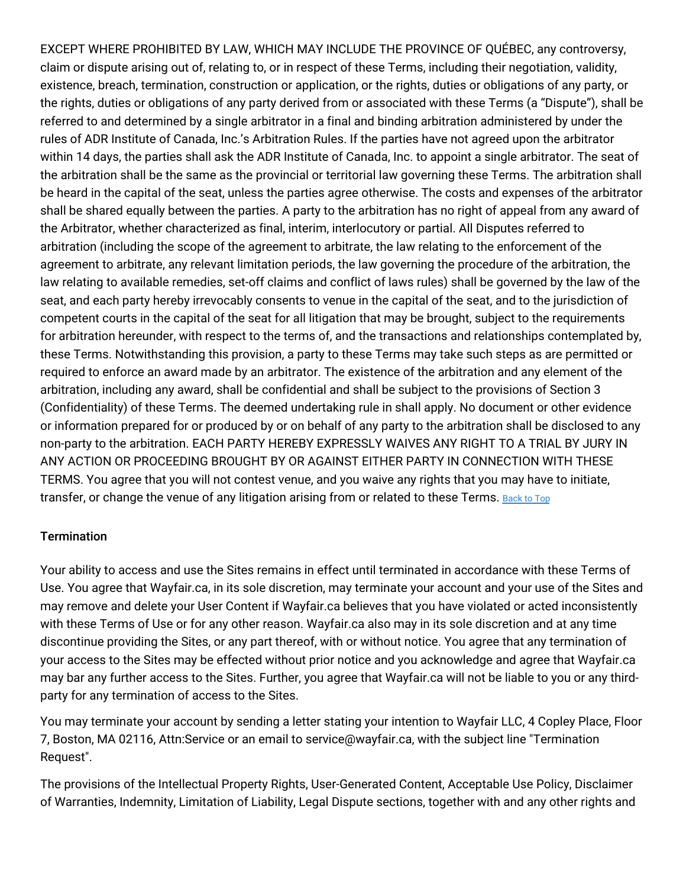EXCEPT WHERE PROHIBITED BY LAW, WHICH MAY INCLUDE THE PROVINCE OF QUÉBEC, any controversy, claim or dispute arising out of, relating to, or in respect of these Terms, including their negotiation, validity, existence, breach, termination, construction or application, or the rights, duties or obligations of any party, or the rights, duties or obligations of any party derived from or associated with these Terms (a "Dispute"), shall be referred to and determined by a single arbitrator in a final and binding arbitration administered by under the rules of ADR Institute of Canada, Inc.'s Arbitration Rules. If the parties have not agreed upon the arbitrator within 14 days, the parties shall ask the ADR Institute of Canada, Inc. to appoint a single arbitrator. The seat of the arbitration shall be the same as the provincial or territorial law governing these Terms. The arbitration shall be heard in the capital of the seat, unless the parties agree otherwise. The costs and expenses of the arbitrator shall be shared equally between the parties. A party to the arbitration has no right of appeal from any award of the Arbitrator, whether characterized as final, interim, interlocutory or partial. All Disputes referred to arbitration (including the scope of the agreement to arbitrate, the law relating to the enforcement of the agreement to arbitrate, any relevant limitation periods, the law governing the procedure of the arbitration, the law relating to available remedies, set-off claims and conflict of laws rules) shall be governed by the law of the seat, and each party hereby irrevocably consents to venue in the capital of the seat, and to the jurisdiction of competent courts in the capital of the seat for all litigation that may be brought, subject to the requirements for arbitration hereunder, with respect to the terms of, and the transactions and relationships contemplated by, these Terms. Notwithstanding this provision, a party to these Terms may take such steps as are permitted or required to enforce an award made by an arbitrator. The existence of the arbitration and any element of the arbitration, including any award, shall be confidential and shall be subject to the provisions of Section 3 (Confidentiality) of these Terms. The deemed undertaking rule in shall apply. No document or other evidence or information prepared for or produced by or on behalf of any party to the arbitration shall be disclosed to any non-party to the arbitration. EACH PARTY HEREBY EXPRESSLY WAIVES ANY RIGHT TO A TRIAL BY JURY IN ANY ACTION OR PROCEEDING BROUGHT BY OR AGAINST EITHER PARTY IN CONNECTION WITH THESE TERMS. You agree that you will not contest venue, and you waive any rights that you may have to initiate, transfer, or change the venue of any litigation arising from or related to these Terms. Back to Top

### Termination

Your ability to access and use the Sites remains in effect until terminated in accordance with these Terms of Use. You agree that Wayfair.ca, in its sole discretion, may terminate your account and your use of the Sites and may remove and delete your User Content if Wayfair.ca believes that you have violated or acted inconsistently with these Terms of Use or for any other reason. Wayfair.ca also may in its sole discretion and at any time discontinue providing the Sites, or any part thereof, with or without notice. You agree that any termination of your access to the Sites may be effected without prior notice and you acknowledge and agree that Wayfair.ca may bar any further access to the Sites. Further, you agree that Wayfair.ca will not be liable to you or any third-party for any termination of access to the Sites.

You may terminate your account by sending a letter stating your intention to Wayfair LLC, 4 Copley Place, Floor 7, Boston, MA 02116, Attn:Service or an email to service@wayfair.ca, with the subject line "Termination Request".

The provisions of the Intellectual Property Rights, User-Generated Content, Acceptable Use Policy, Disclaimer of Warranties, Indemnity, Limitation of Liability, Legal Dispute sections, together with and any other rights and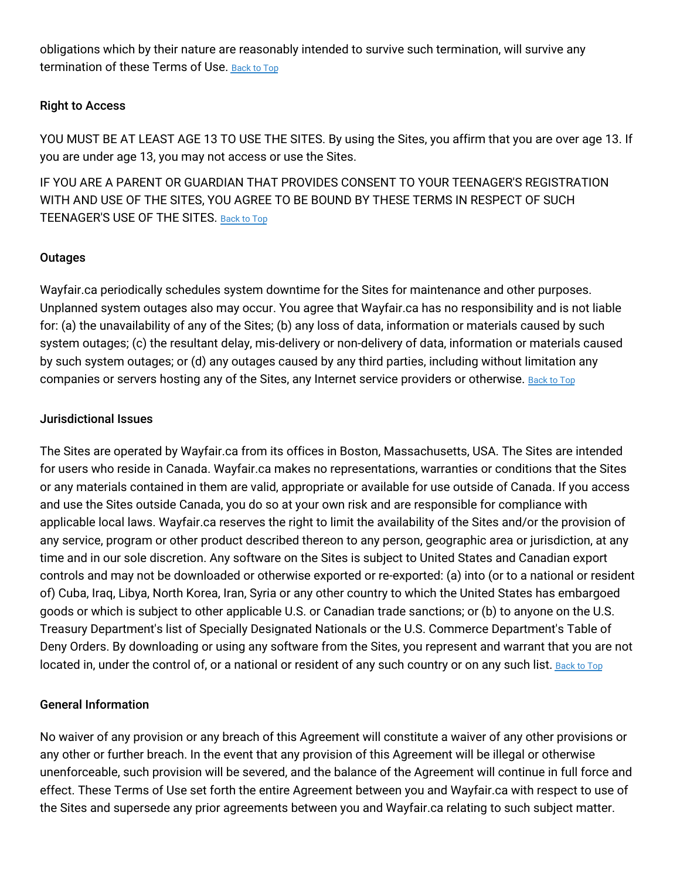obligations which by their nature are reasonably intended to survive such termination, will survive any termination of these Terms of Use. Back to Top

### Right to Access

YOU MUST BE AT LEAST AGE 13 TO USE THE SITES. By using the Sites, you affirm that you are over age 13. If you are under age 13, you may not access or use the Sites.

IF YOU ARE A PARENT OR GUARDIAN THAT PROVIDES CONSENT TO YOUR TEENAGER'S REGISTRATION WITH AND USE OF THE SITES, YOU AGREE TO BE BOUND BY THESE TERMS IN RESPECT OF SUCH TEENAGER'S USE OF THE SITES. Back to Top

### Outages

Wayfair.ca periodically schedules system downtime for the Sites for maintenance and other purposes. Unplanned system outages also may occur. You agree that Wayfair.ca has no responsibility and is not liable for: (a) the unavailability of any of the Sites; (b) any loss of data, information or materials caused by such system outages; (c) the resultant delay, mis-delivery or non-delivery of data, information or materials caused by such system outages; or (d) any outages caused by any third parties, including without limitation any companies or servers hosting any of the Sites, any Internet service providers or otherwise. Back to Top

### Jurisdictional Issues

The Sites are operated by Wayfair.ca from its offices in Boston, Massachusetts, USA. The Sites are intended for users who reside in Canada. Wayfair.ca makes no representations, warranties or conditions that the Sites or any materials contained in them are valid, appropriate or available for use outside of Canada. If you access and use the Sites outside Canada, you do so at your own risk and are responsible for compliance with applicable local laws. Wayfair.ca reserves the right to limit the availability of the Sites and/or the provision of any service, program or other product described thereon to any person, geographic area or jurisdiction, at any time and in our sole discretion. Any software on the Sites is subject to United States and Canadian export controls and may not be downloaded or otherwise exported or re-exported: (a) into (or to a national or resident of) Cuba, Iraq, Libya, North Korea, Iran, Syria or any other country to which the United States has embargoed goods or which is subject to other applicable U.S. or Canadian trade sanctions; or (b) to anyone on the U.S. Treasury Department's list of Specially Designated Nationals or the U.S. Commerce Department's Table of Deny Orders. By downloading or using any software from the Sites, you represent and warrant that you are not located in, under the control of, or a national or resident of any such country or on any such list. Back to Top

### General Information

No waiver of any provision or any breach of this Agreement will constitute a waiver of any other provisions or any other or further breach. In the event that any provision of this Agreement will be illegal or otherwise unenforceable, such provision will be severed, and the balance of the Agreement will continue in full force and effect. These Terms of Use set forth the entire Agreement between you and Wayfair.ca with respect to use of the Sites and supersede any prior agreements between you and Wayfair.ca relating to such subject matter.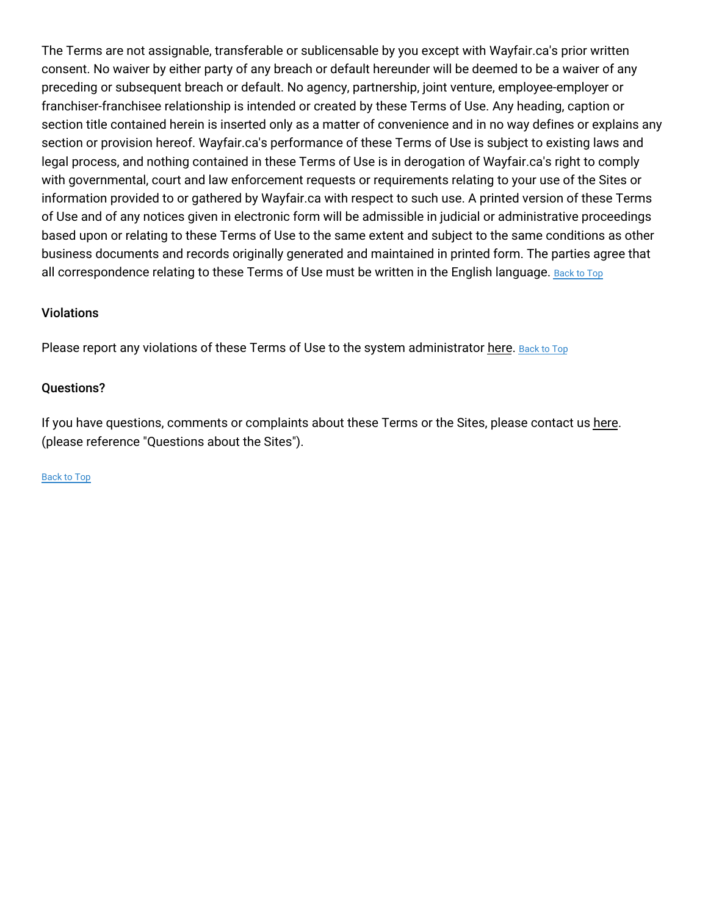The Terms are not assignable, transferable or sublicensable by you except with Wayfair.ca's prior written consent. No waiver by either party of any breach or default hereunder will be deemed to be a waiver of any preceding or subsequent breach or default. No agency, partnership, joint venture, employee-employer or franchiser-franchisee relationship is intended or created by these Terms of Use. Any heading, caption or section title contained herein is inserted only as a matter of convenience and in no way defines or explains any section or provision hereof. Wayfair.ca's performance of these Terms of Use is subject to existing laws and legal process, and nothing contained in these Terms of Use is in derogation of Wayfair.ca's right to comply with governmental, court and law enforcement requests or requirements relating to your use of the Sites or information provided to or gathered by Wayfair.ca with respect to such use. A printed version of these Terms of Use and of any notices given in electronic form will be admissible in judicial or administrative proceedings based upon or relating to these Terms of Use to the same extent and subject to the same conditions as other business documents and records originally generated and maintained in printed form. The parties agree that all correspondence relating to these Terms of Use must be written in the English language. Back to Top

### Violations

Please report any violations of these Terms of Use to the system administrator here. Back to Top

### Questions?

If you have questions, comments or complaints about these Terms or the Sites, please contact us here. (please reference "Questions about the Sites").

Back to Top